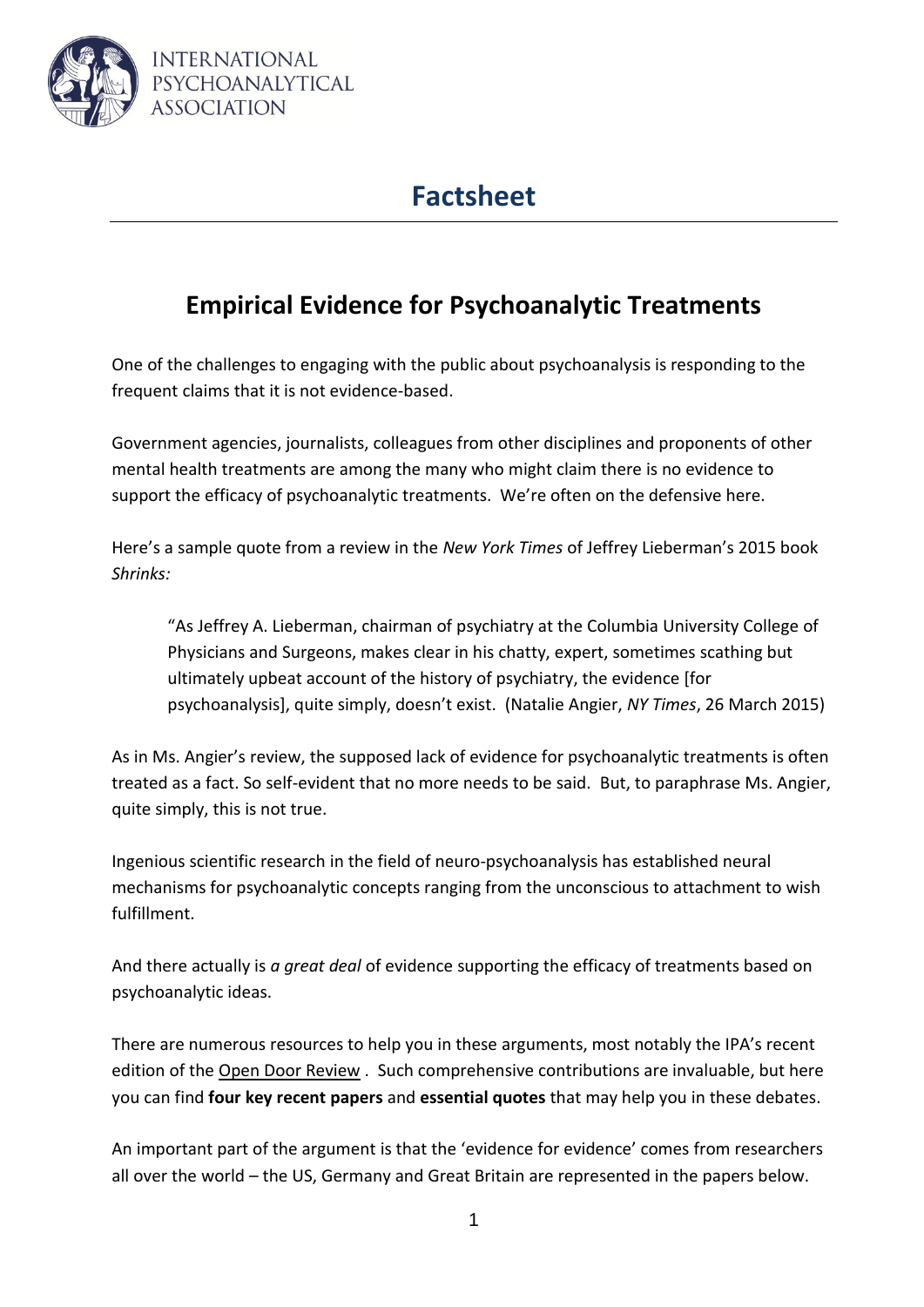INTERNATIONAL PSYCHOANALYTICAL ASSOCIATION

# Factsheet

## Empirical Evidence for Psychoanalytic Treatments

One of the challenges to engaging with the public about psychoanalysis is responding to the frequent claims that it is not evidence-based.

Government agencies, journalists, colleagues from other disciplines and proponents of other mental health treatments are among the many who might claim there is no evidence to support the efficacy of psychoanalytic treatments. We're often on the defensive here.

Here's a sample quote from a review in the *New York Times* of Jeffrey Lieberman's 2015 book *Shrinks:*

> "As Jeffrey A. Lieberman, chairman of psychiatry at the Columbia University College of Physicians and Surgeons, makes clear in his chatty, expert, sometimes scathing but ultimately upbeat account of the history of psychiatry, the evidence [for psychoanalysis], quite simply, doesn't exist. (Natalie Angier, *NY Times*, 26 March 2015)

As in Ms. Angier's review, the supposed lack of evidence for psychoanalytic treatments is often treated as a fact. So self-evident that no more needs to be said. But, to paraphrase Ms. Angier, quite simply, this is not true.

Ingenious scientific research in the field of neuro-psychoanalysis has established neural mechanisms for psychoanalytic concepts ranging from the unconscious to attachment to wish fulfillment.

And there actually is *a great deal* of evidence supporting the efficacy of treatments based on psychoanalytic ideas.

There are numerous resources to help you in these arguments, most notably the IPA's recent edition of the Open Door Review . Such comprehensive contributions are invaluable, but here you can find **four key recent papers** and **essential quotes** that may help you in these debates.

An important part of the argument is that the 'evidence for evidence' comes from researchers all over the world – the US, Germany and Great Britain are represented in the papers below.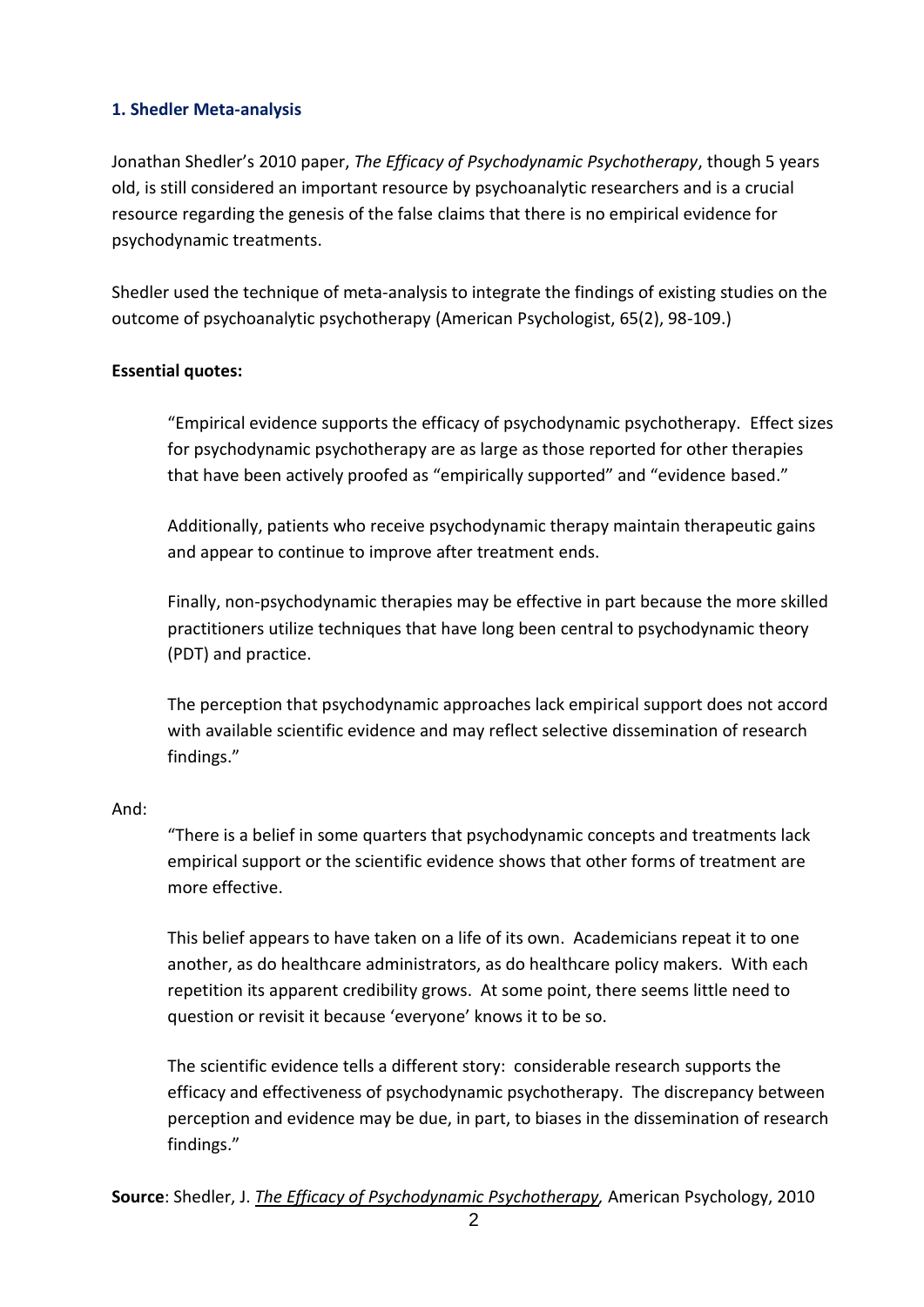### 1. Shedler Meta-analysis

Jonathan Shedler's 2010 paper, *The Efficacy of Psychodynamic Psychotherapy*, though 5 years old, is still considered an important resource by psychoanalytic researchers and is a crucial resource regarding the genesis of the false claims that there is no empirical evidence for psychodynamic treatments.

Shedler used the technique of meta-analysis to integrate the findings of existing studies on the outcome of psychoanalytic psychotherapy (American Psychologist, 65(2), 98-109.)

**Essential quotes:**

> "Empirical evidence supports the efficacy of psychodynamic psychotherapy. Effect sizes for psychodynamic psychotherapy are as large as those reported for other therapies that have been actively proofed as "empirically supported" and "evidence based."
>
> Additionally, patients who receive psychodynamic therapy maintain therapeutic gains and appear to continue to improve after treatment ends.
>
> Finally, non-psychodynamic therapies may be effective in part because the more skilled practitioners utilize techniques that have long been central to psychodynamic theory (PDT) and practice.
>
> The perception that psychodynamic approaches lack empirical support does not accord with available scientific evidence and may reflect selective dissemination of research findings."

And:

> "There is a belief in some quarters that psychodynamic concepts and treatments lack empirical support or the scientific evidence shows that other forms of treatment are more effective.
>
> This belief appears to have taken on a life of its own. Academicians repeat it to one another, as do healthcare administrators, as do healthcare policy makers. With each repetition its apparent credibility grows. At some point, there seems little need to question or revisit it because 'everyone' knows it to be so.
>
> The scientific evidence tells a different story: considerable research supports the efficacy and effectiveness of psychodynamic psychotherapy. The discrepancy between perception and evidence may be due, in part, to biases in the dissemination of research findings."

**Source**: Shedler, J. *The Efficacy of Psychodynamic Psychotherapy*, American Psychology, 2010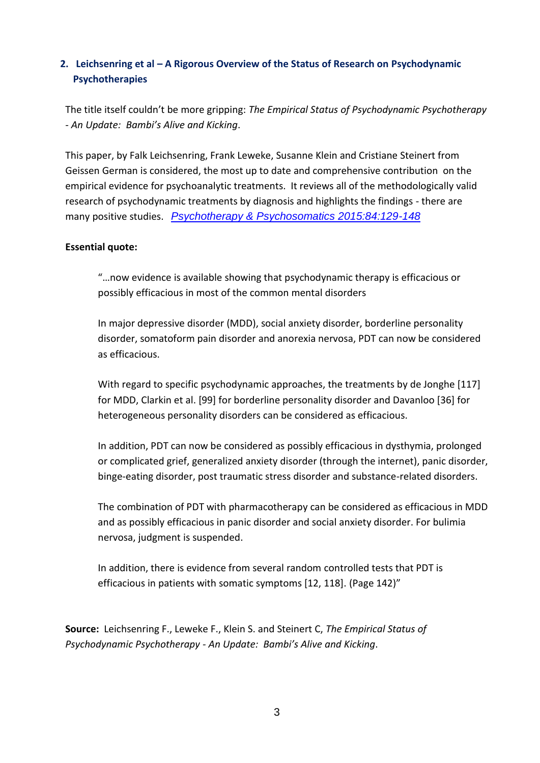## 2. Leichsenring et al – A Rigorous Overview of the Status of Research on Psychodynamic Psychotherapies

The title itself couldn't be more gripping: *The Empirical Status of Psychodynamic Psychotherapy - An Update: Bambi's Alive and Kicking*.

This paper, by Falk Leichsenring, Frank Leweke, Susanne Klein and Cristiane Steinert from Geissen German is considered, the most up to date and comprehensive contribution on the empirical evidence for psychoanalytic treatments. It reviews all of the methodologically valid research of psychodynamic treatments by diagnosis and highlights the findings - there are many positive studies. *Psychotherapy & Psychosomatics 2015:84:129-148*

**Essential quote:**

> "…now evidence is available showing that psychodynamic therapy is efficacious or possibly efficacious in most of the common mental disorders
>
> In major depressive disorder (MDD), social anxiety disorder, borderline personality disorder, somatoform pain disorder and anorexia nervosa, PDT can now be considered as efficacious.
>
> With regard to specific psychodynamic approaches, the treatments by de Jonghe [117] for MDD, Clarkin et al. [99] for borderline personality disorder and Davanloo [36] for heterogeneous personality disorders can be considered as efficacious.
>
> In addition, PDT can now be considered as possibly efficacious in dysthymia, prolonged or complicated grief, generalized anxiety disorder (through the internet), panic disorder, binge-eating disorder, post traumatic stress disorder and substance-related disorders.
>
> The combination of PDT with pharmacotherapy can be considered as efficacious in MDD and as possibly efficacious in panic disorder and social anxiety disorder. For bulimia nervosa, judgment is suspended.
>
> In addition, there is evidence from several random controlled tests that PDT is efficacious in patients with somatic symptoms [12, 118]. (Page 142)"

**Source:** Leichsenring F., Leweke F., Klein S. and Steinert C, *The Empirical Status of Psychodynamic Psychotherapy - An Update: Bambi's Alive and Kicking*.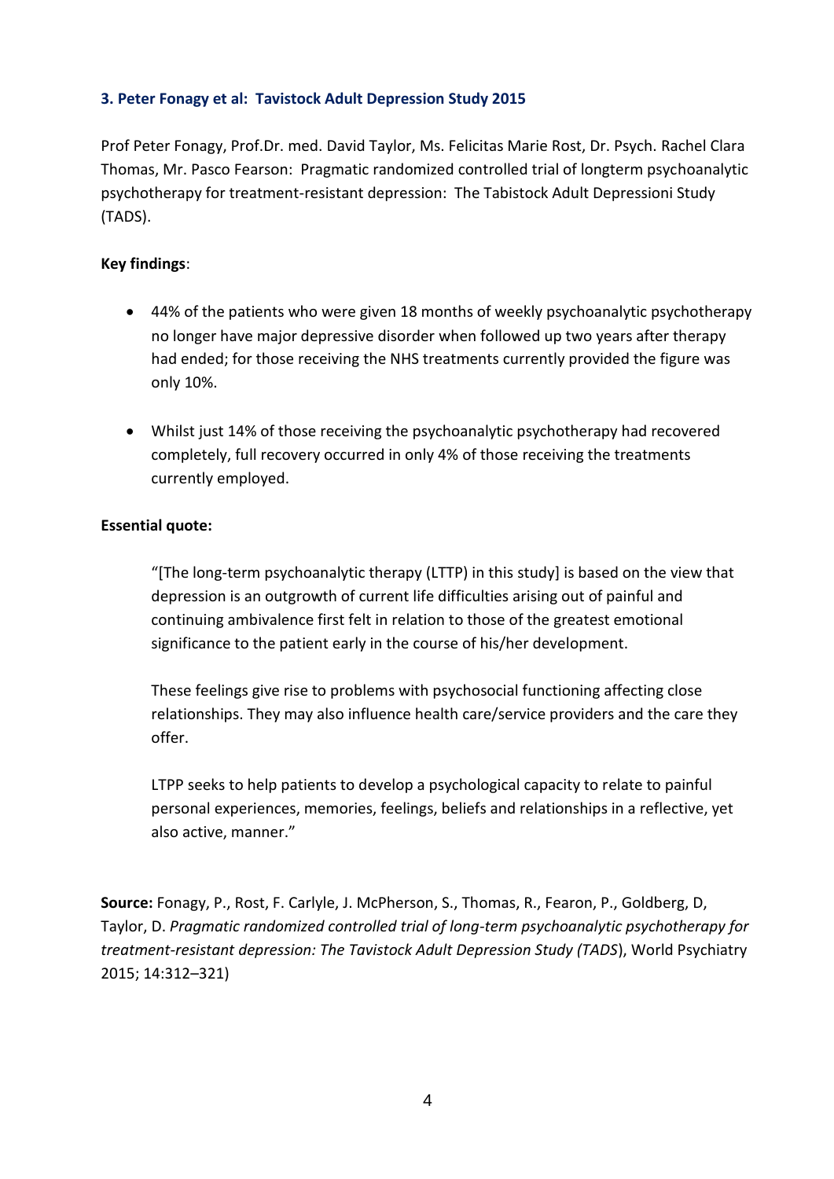### 3. Peter Fonagy et al: Tavistock Adult Depression Study 2015

Prof Peter Fonagy, Prof.Dr. med. David Taylor, Ms. Felicitas Marie Rost, Dr. Psych. Rachel Clara Thomas, Mr. Pasco Fearson: Pragmatic randomized controlled trial of longterm psychoanalytic psychotherapy for treatment-resistant depression: The Tabistock Adult Depressioni Study (TADS).

**Key findings**:

- 44% of the patients who were given 18 months of weekly psychoanalytic psychotherapy no longer have major depressive disorder when followed up two years after therapy had ended; for those receiving the NHS treatments currently provided the figure was only 10%.
- Whilst just 14% of those receiving the psychoanalytic psychotherapy had recovered completely, full recovery occurred in only 4% of those receiving the treatments currently employed.

**Essential quote:**

> "[The long-term psychoanalytic therapy (LTTP) in this study] is based on the view that depression is an outgrowth of current life difficulties arising out of painful and continuing ambivalence first felt in relation to those of the greatest emotional significance to the patient early in the course of his/her development.
>
> These feelings give rise to problems with psychosocial functioning affecting close relationships. They may also influence health care/service providers and the care they offer.
>
> LTPP seeks to help patients to develop a psychological capacity to relate to painful personal experiences, memories, feelings, beliefs and relationships in a reflective, yet also active, manner."

**Source:** Fonagy, P., Rost, F. Carlyle, J. McPherson, S., Thomas, R., Fearon, P., Goldberg, D, Taylor, D. *Pragmatic randomized controlled trial of long-term psychoanalytic psychotherapy for treatment-resistant depression: The Tavistock Adult Depression Study (TADS*), World Psychiatry 2015; 14:312–321)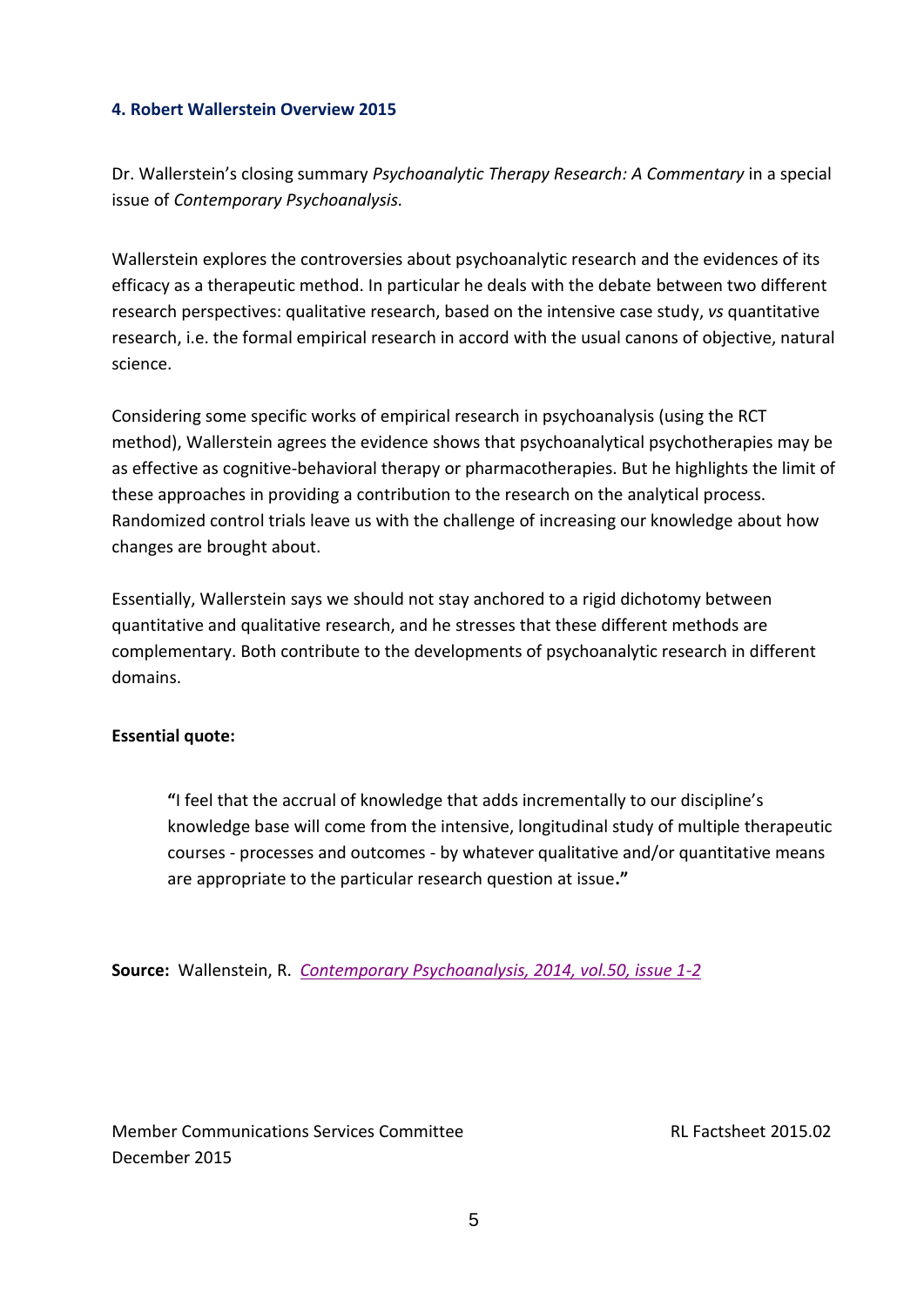#### 4. Robert Wallerstein Overview 2015

Dr. Wallerstein's closing summary *Psychoanalytic Therapy Research: A Commentary* in a special issue of *Contemporary Psychoanalysis.*

Wallerstein explores the controversies about psychoanalytic research and the evidences of its efficacy as a therapeutic method. In particular he deals with the debate between two different research perspectives: qualitative research, based on the intensive case study, *vs* quantitative research, i.e. the formal empirical research in accord with the usual canons of objective, natural science.

Considering some specific works of empirical research in psychoanalysis (using the RCT method), Wallerstein agrees the evidence shows that psychoanalytical psychotherapies may be as effective as cognitive-behavioral therapy or pharmacotherapies. But he highlights the limit of these approaches in providing a contribution to the research on the analytical process. Randomized control trials leave us with the challenge of increasing our knowledge about how changes are brought about.

Essentially, Wallerstein says we should not stay anchored to a rigid dichotomy between quantitative and qualitative research, and he stresses that these different methods are complementary. Both contribute to the developments of psychoanalytic research in different domains.

**Essential quote:**

> **"**I feel that the accrual of knowledge that adds incrementally to our discipline's knowledge base will come from the intensive, longitudinal study of multiple therapeutic courses - processes and outcomes - by whatever qualitative and/or quantitative means are appropriate to the particular research question at issue**."**

**Source:** Wallenstein, R. *Contemporary Psychoanalysis, 2014, vol.50, issue 1-2*

Member Communications Services Committee
December 2015

RL Factsheet 2015.02